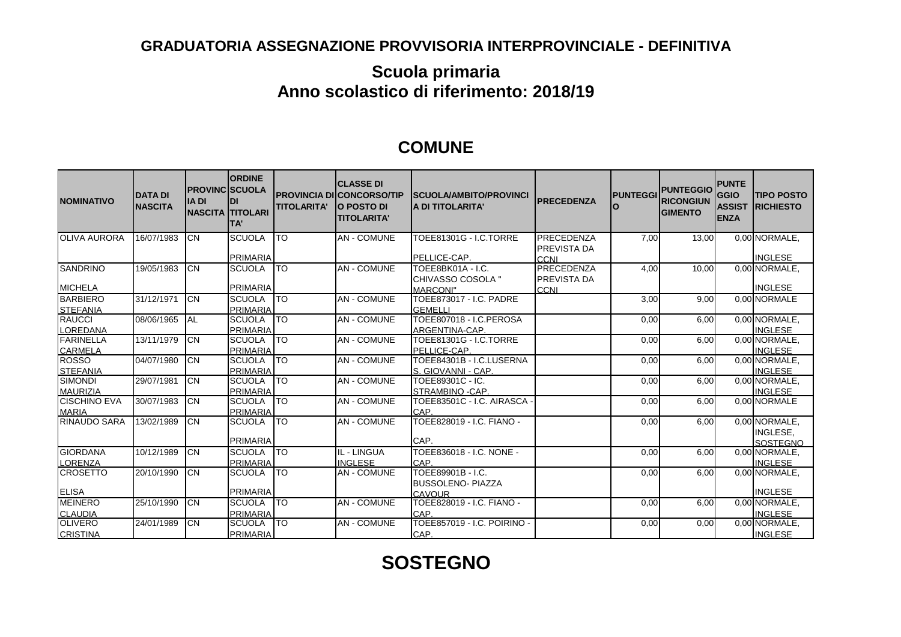## GRADUATORIA ASSEGNAZIONE PROVVISORIA INTERPROVINCIALE - DEFINITIVA

### Scuola primaria
### Anno scolastico di riferimento: 2018/19

## COMUNE

| NOMINATIVO | DATA DI NASCITA | PROVINCIA DI NASCITA | ORDINE SCUOLA DI TITOLARITA' | PROVINCIA DI TITOLARITA' | CLASSE DI CONCORSO/TIPO POSTO DI TITOLARITA' | SCUOLA/AMBITO/PROVINCIA DI TITOLARITA' | PRECEDENZA | PUNTEGGIO | PUNTEGGIO RICONGIUNGIMENTO | PUNTEGGIO ASSISTENZA | TIPO POSTO RICHIESTO |
|---|---|---|---|---|---|---|---|---|---|---|---|
| OLIVA AURORA | 16/07/1983 | CN | SCUOLA PRIMARIA | TO | AN - COMUNE | TOEE81301G - I.C.TORRE PELLICE-CAP. | PRECEDENZA PREVISTA DA CCNI | 7,00 | 13,00 | 0,00 | NORMALE, INGLESE |
| SANDRINO MICHELA | 19/05/1983 | CN | SCUOLA PRIMARIA | TO | AN - COMUNE | TOEE8BK01A - I.C. CHIVASSO COSOLA " MARCONI" | PRECEDENZA PREVISTA DA CCNI | 4,00 | 10,00 | 0,00 | NORMALE, INGLESE |
| BARBIERO STEFANIA | 31/12/1971 | CN | SCUOLA PRIMARIA | TO | AN - COMUNE | TOEE873017 - I.C. PADRE GEMELLI | | 3,00 | 9,00 | 0,00 | NORMALE |
| RAUCCI LOREDANA | 08/06/1965 | AL | SCUOLA PRIMARIA | TO | AN - COMUNE | TOEE807018 - I.C.PEROSA ARGENTINA-CAP. | | 0,00 | 6,00 | 0,00 | NORMALE, INGLESE |
| FARINELLA CARMELA | 13/11/1979 | CN | SCUOLA PRIMARIA | TO | AN - COMUNE | TOEE81301G - I.C.TORRE PELLICE-CAP. | | 0,00 | 6,00 | 0,00 | NORMALE, INGLESE |
| ROSSO STEFANIA | 04/07/1980 | CN | SCUOLA PRIMARIA | TO | AN - COMUNE | TOEE84301B - I.C.LUSERNA S. GIOVANNI - CAP. | | 0,00 | 6,00 | 0,00 | NORMALE, INGLESE |
| SIMONDI MAURIZIA | 29/07/1981 | CN | SCUOLA PRIMARIA | TO | AN - COMUNE | TOEE89301C - IC. STRAMBINO -CAP. | | 0,00 | 6,00 | 0,00 | NORMALE, INGLESE |
| CISCHINO EVA MARIA | 30/07/1983 | CN | SCUOLA PRIMARIA | TO | AN - COMUNE | TOEE83501C - I.C. AIRASCA - CAP. | | 0,00 | 6,00 | 0,00 | NORMALE |
| RINAUDO SARA | 13/02/1989 | CN | SCUOLA PRIMARIA | TO | AN - COMUNE | TOEE828019 - I.C. FIANO - CAP. | | 0,00 | 6,00 | 0,00 | NORMALE, INGLESE, SOSTEGNO |
| GIORDANA LORENZA | 10/12/1989 | CN | SCUOLA PRIMARIA | TO | IL - LINGUA INGLESE | TOEE836018 - I.C. NONE - CAP. | | 0,00 | 6,00 | 0,00 | NORMALE, INGLESE |
| CROSETTO ELISA | 20/10/1990 | CN | SCUOLA PRIMARIA | TO | AN - COMUNE | TOEE89901B - I.C. BUSSOLENO- PIAZZA CAVOUR | | 0,00 | 6,00 | 0,00 | NORMALE, INGLESE |
| MEINERO CLAUDIA | 25/10/1990 | CN | SCUOLA PRIMARIA | TO | AN - COMUNE | TOEE828019 - I.C. FIANO - CAP. | | 0,00 | 6,00 | 0,00 | NORMALE, INGLESE |
| OLIVERO CRISTINA | 24/01/1989 | CN | SCUOLA PRIMARIA | TO | AN - COMUNE | TOEE857019 - I.C. POIRINO - CAP. | | 0,00 | 0,00 | 0,00 | NORMALE, INGLESE |

## SOSTEGNO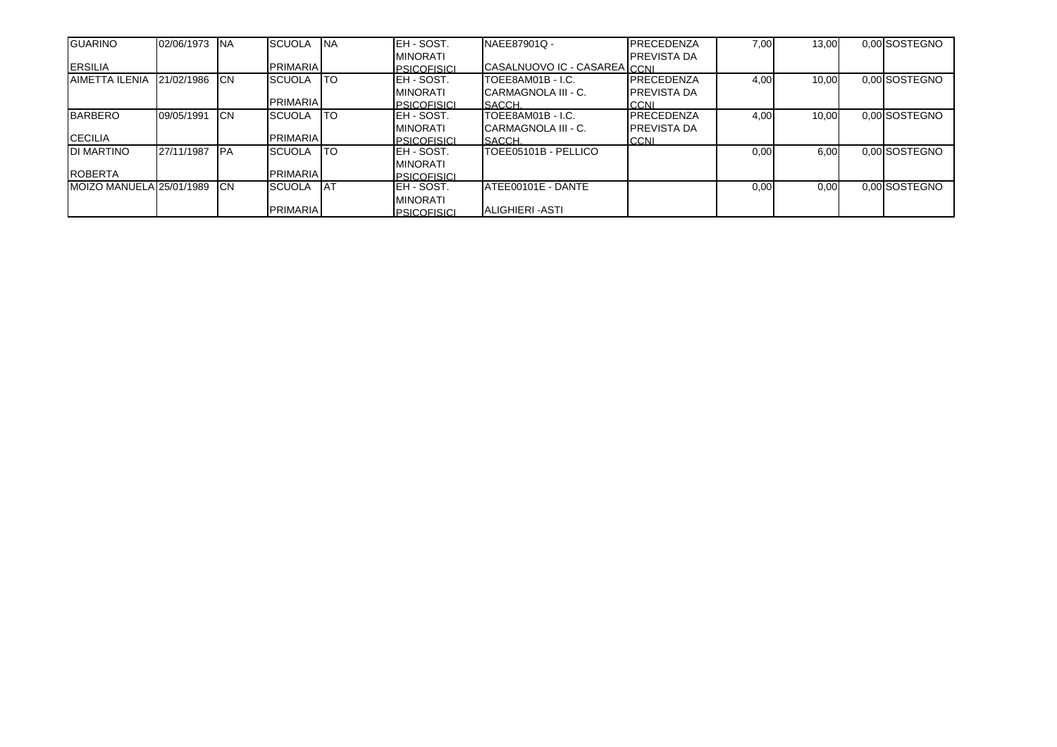| | | | | | | | | | | | |
|---|---|---|---|---|---|---|---|---|---|---|---|
| GUARINO ERSILIA | 02/06/1973 | NA | SCUOLA PRIMARIA | NA | EH - SOST. MINORATI PSICOFISICI | NAEE87901Q - CASALNUOVO IC - CASAREA | PRECEDENZA PREVISTA DA CCNI | 7,00 | 13,00 | 0,00 | SOSTEGNO |
| AIMETTA ILENIA | 21/02/1986 | CN | SCUOLA PRIMARIA | TO | EH - SOST. MINORATI PSICOFISICI | TOEE8AM01B - I.C. CARMAGNOLA III - C. SACCH. | PRECEDENZA PREVISTA DA CCNI | 4,00 | 10,00 | 0,00 | SOSTEGNO |
| BARBERO CECILIA | 09/05/1991 | CN | SCUOLA PRIMARIA | TO | EH - SOST. MINORATI PSICOFISICI | TOEE8AM01B - I.C. CARMAGNOLA III - C. SACCH. | PRECEDENZA PREVISTA DA CCNI | 4,00 | 10,00 | 0,00 | SOSTEGNO |
| DI MARTINO ROBERTA | 27/11/1987 | PA | SCUOLA PRIMARIA | TO | EH - SOST. MINORATI PSICOFISICI | TOEE05101B - PELLICO | | 0,00 | 6,00 | 0,00 | SOSTEGNO |
| MOIZO MANUELA | 25/01/1989 | CN | SCUOLA PRIMARIA | AT | EH - SOST. MINORATI PSICOFISICI | ATEE00101E - DANTE ALIGHIERI -ASTI | | 0,00 | 0,00 | 0,00 | SOSTEGNO |